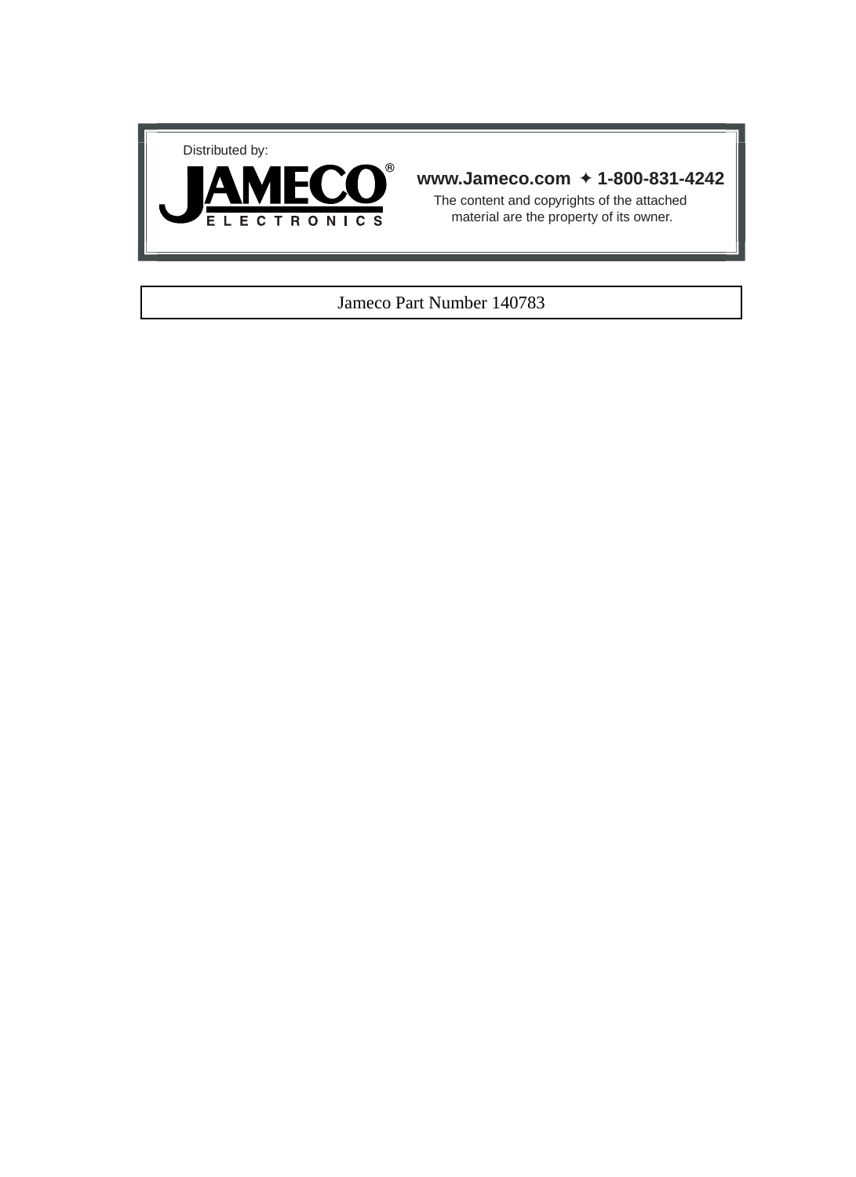Distributed by:

JAMECO® ELECTRONICS

**www.Jameco.com ✦ 1-800-831-4242**

The content and copyrights of the attached material are the property of its owner.

Jameco Part Number 140783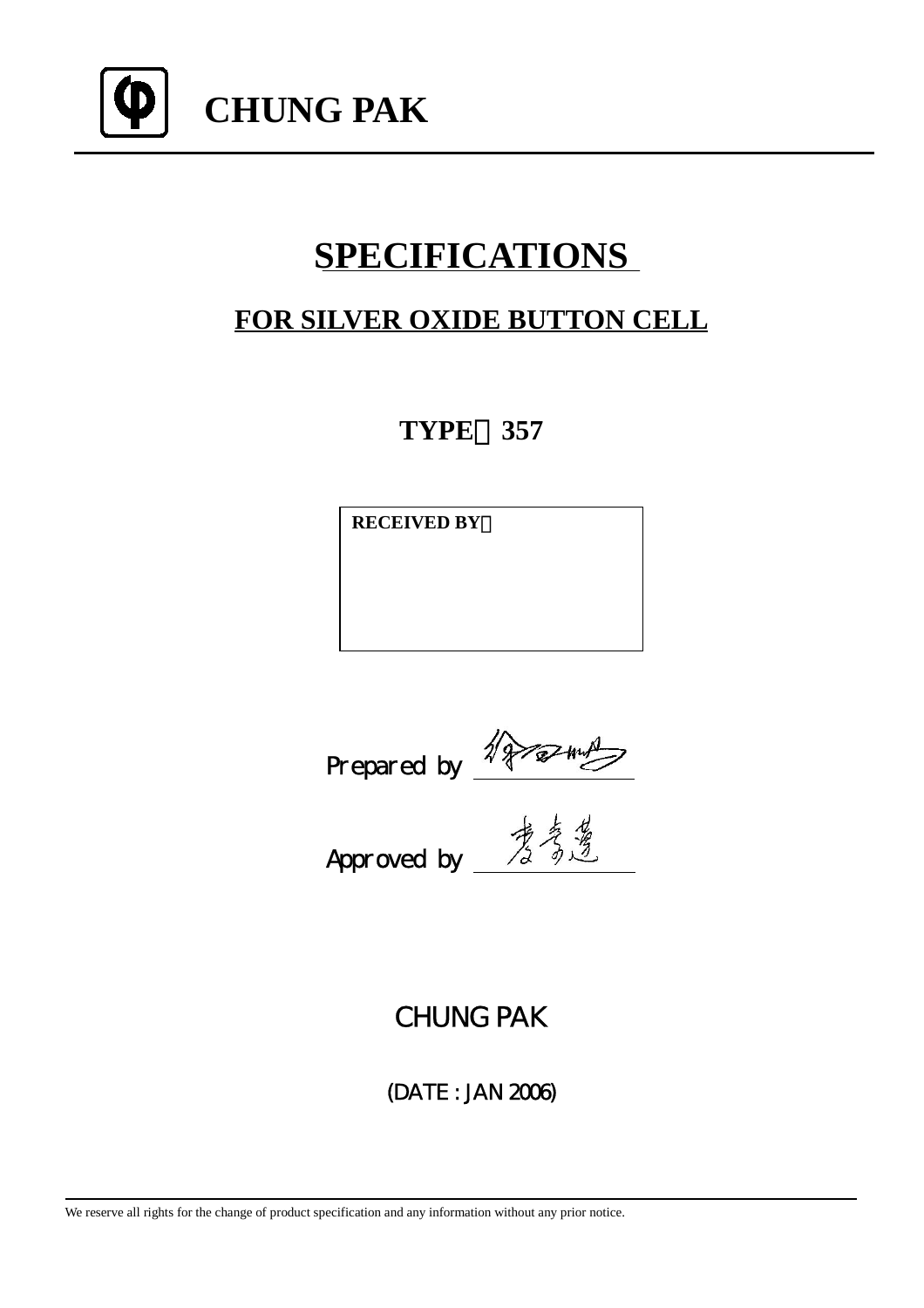# CHUNG PAK

# SPECIFICATIONS

## FOR SILVER OXIDE BUTTON CELL

### TYPE：357

| RECEIVED BY： |
| --- |
| |

Prepared by ____________

Approved by ____________

CHUNG PAK

(DATE : JAN 2006)

We reserve all rights for the change of product specification and any information without any prior notice.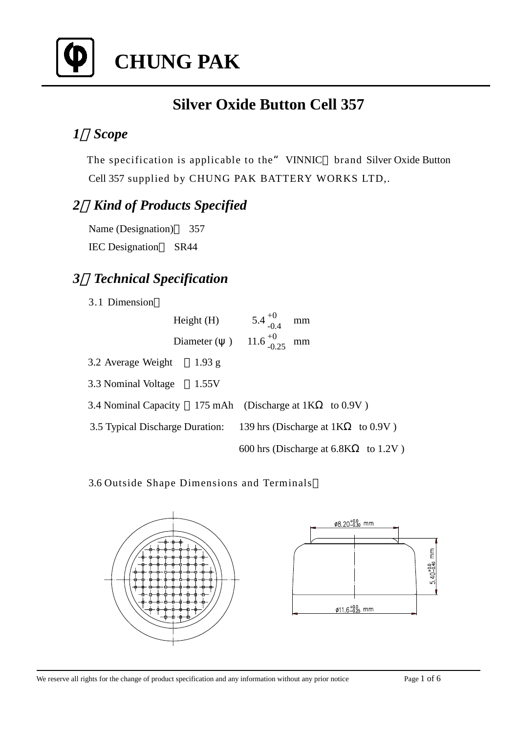# CHUNG PAK

## Silver Oxide Button Cell 357

### 1、Scope

The specification is applicable to the"VINNIC" brand Silver Oxide Button Cell 357 supplied by CHUNG PAK BATTERY WORKS LTD,.

### 2、Kind of Products Specified

Name (Designation)： 357

IEC Designation： SR44

### 3、Technical Specification

3.1 Dimension：

Height (H) $5.4^{+0}_{-0.4}$ mm

Diameter (ψ) $11.6^{+0}_{-0.25}$ mm

3.2 Average Weight ：1.93 g

3.3 Nominal Voltage ：1.55V

3.4 Nominal Capacity ：175 mAh (Discharge at 1KΩ to 0.9V )

3.5 Typical Discharge Duration: 139 hrs (Discharge at 1KΩ to 0.9V )

600 hrs (Discharge at 6.8KΩ to 1.2V )

3.6 Outside Shape Dimensions and Terminals：

$\varnothing 8.20^{+0.0}_{-0.30}$ mm

$5.40^{+0.0}_{-0.40}$ mm

$\varnothing 11.6^{+0.0}_{-0.25}$ mm

We reserve all rights for the change of product specification and any information without any prior notice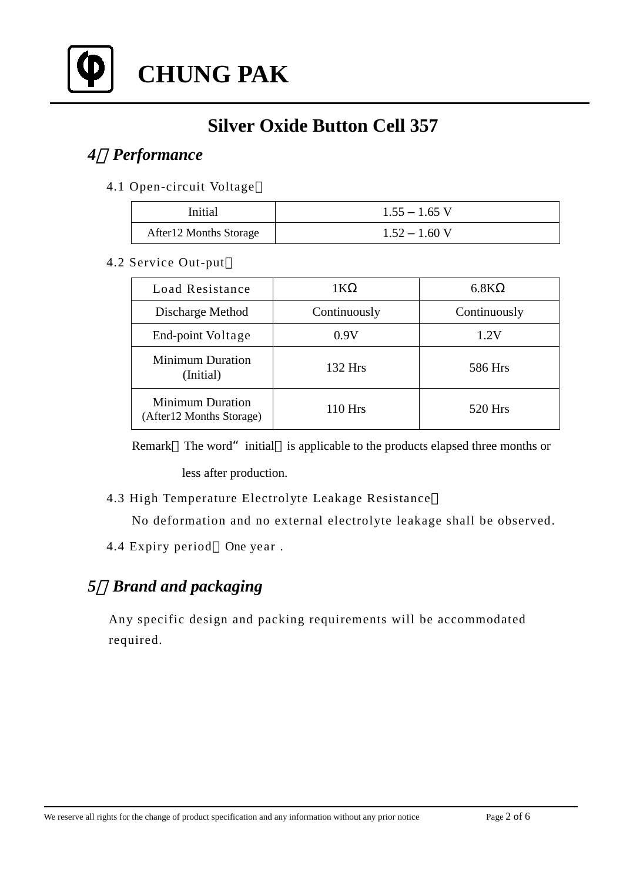# CHUNG PAK

## Silver Oxide Button Cell 357

### *4、Performance*

4.1 Open-circuit Voltage：

| Initial | 1.55 – 1.65 V |
|---|---|
| After12 Months Storage | 1.52 – 1.60 V |

4.2 Service Out-put：

| Load Resistance | 1KΩ | 6.8KΩ |
|---|---|---|
| Discharge Method | Continuously | Continuously |
| End-point Voltage | 0.9V | 1.2V |
| Minimum Duration (Initial) | 132 Hrs | 586 Hrs |
| Minimum Duration (After12 Months Storage) | 110 Hrs | 520 Hrs |

Remark：The word“ initial” is applicable to the products elapsed three months or less after production.

4.3 High Temperature Electrolyte Leakage Resistance：

No deformation and no external electrolyte leakage shall be observed.

4.4 Expiry period：One year .

### *5、Brand and packaging*

Any specific design and packing requirements will be accommodated required.

We reserve all rights for the change of product specification and any information without any prior notice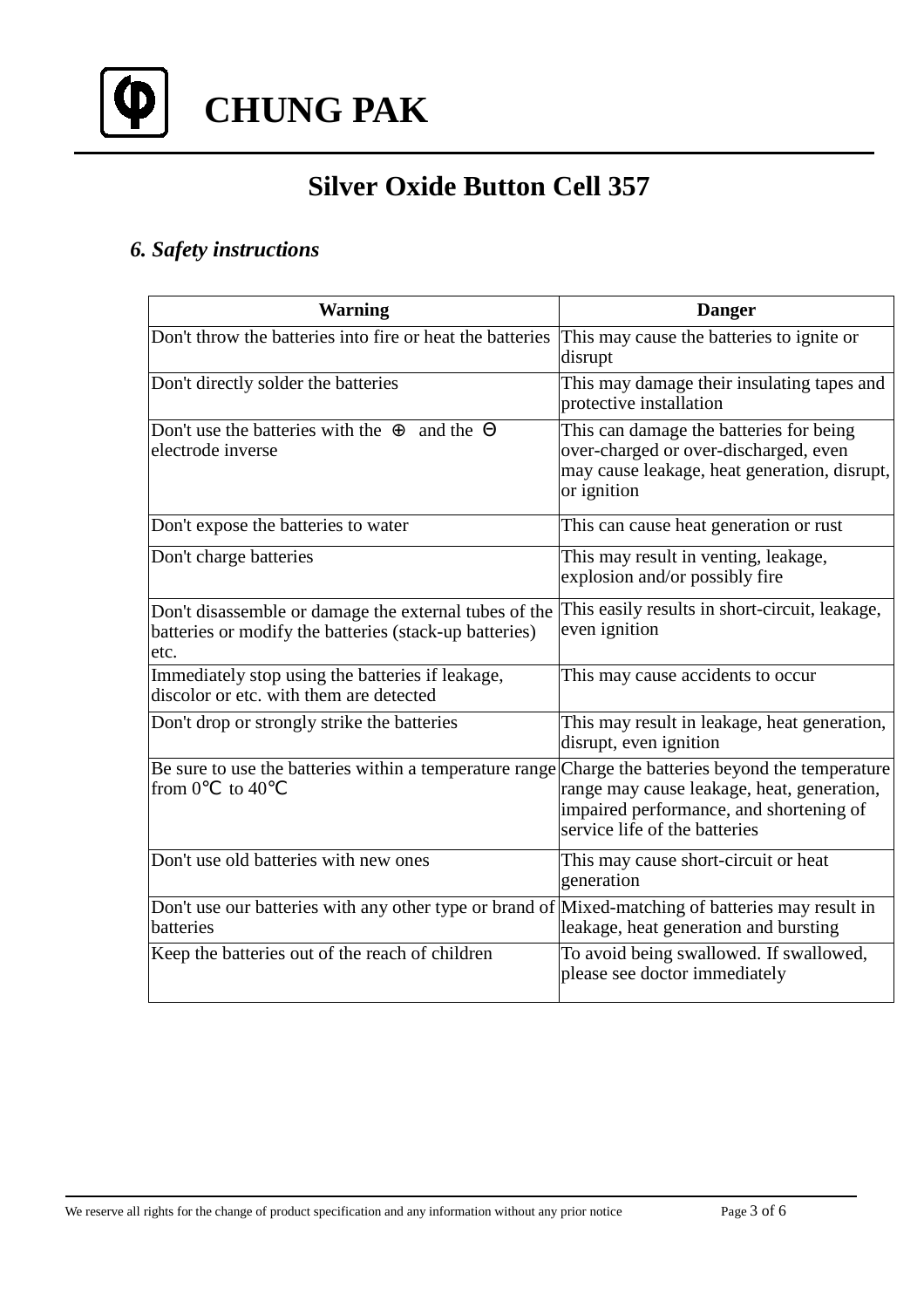# CHUNG PAK

## Silver Oxide Button Cell 357

### *6. Safety instructions*

| Warning | Danger |
|---|---|
| Don't throw the batteries into fire or heat the batteries | This may cause the batteries to ignite or disrupt |
| Don't directly solder the batteries | This may damage their insulating tapes and protective installation |
| Don't use the batteries with the ⊕ and the ⊖ electrode inverse | This can damage the batteries for being over-charged or over-discharged, even may cause leakage, heat generation, disrupt, or ignition |
| Don't expose the batteries to water | This can cause heat generation or rust |
| Don't charge batteries | This may result in venting, leakage, explosion and/or possibly fire |
| Don't disassemble or damage the external tubes of the batteries or modify the batteries (stack-up batteries) etc. | This easily results in short-circuit, leakage, even ignition |
| Immediately stop using the batteries if leakage, discolor or etc. with them are detected | This may cause accidents to occur |
| Don't drop or strongly strike the batteries | This may result in leakage, heat generation, disrupt, even ignition |
| Be sure to use the batteries within a temperature range from 0℃ to 40℃ | Charge the batteries beyond the temperature range may cause leakage, heat, generation, impaired performance, and shortening of service life of the batteries |
| Don't use old batteries with new ones | This may cause short-circuit or heat generation |
| Don't use our batteries with any other type or brand of batteries | Mixed-matching of batteries may result in leakage, heat generation and bursting |
| Keep the batteries out of the reach of children | To avoid being swallowed. If swallowed, please see doctor immediately |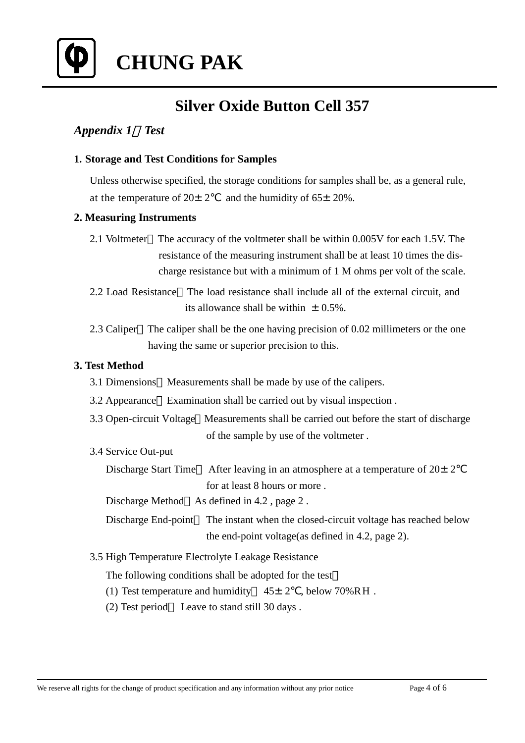# CHUNG PAK

## Silver Oxide Button Cell 357

### *Appendix 1：Test*

**1. Storage and Test Conditions for Samples**

Unless otherwise specified, the storage conditions for samples shall be, as a general rule, at the temperature of 20± 2℃ and the humidity of 65± 20%.

**2. Measuring Instruments**

2.1 Voltmeter：The accuracy of the voltmeter shall be within 0.005V for each 1.5V. The resistance of the measuring instrument shall be at least 10 times the discharge resistance but with a minimum of 1 M ohms per volt of the scale.

2.2 Load Resistance：The load resistance shall include all of the external circuit, and its allowance shall be within ± 0.5%.

2.3 Caliper：The caliper shall be the one having precision of 0.02 millimeters or the one having the same or superior precision to this.

**3. Test Method**

3.1 Dimensions：Measurements shall be made by use of the calipers.

3.2 Appearance：Examination shall be carried out by visual inspection .

3.3 Open-circuit Voltage：Measurements shall be carried out before the start of discharge of the sample by use of the voltmeter .

3.4 Service Out-put

Discharge Start Time：After leaving in an atmosphere at a temperature of 20± 2℃ for at least 8 hours or more .

Discharge Method：As defined in 4.2 , page 2 .

Discharge End-point：The instant when the closed-circuit voltage has reached below the end-point voltage(as defined in 4.2, page 2).

3.5 High Temperature Electrolyte Leakage Resistance

The following conditions shall be adopted for the test：

(1) Test temperature and humidity：45± 2℃, below 70%RH .

(2) Test period：Leave to stand still 30 days .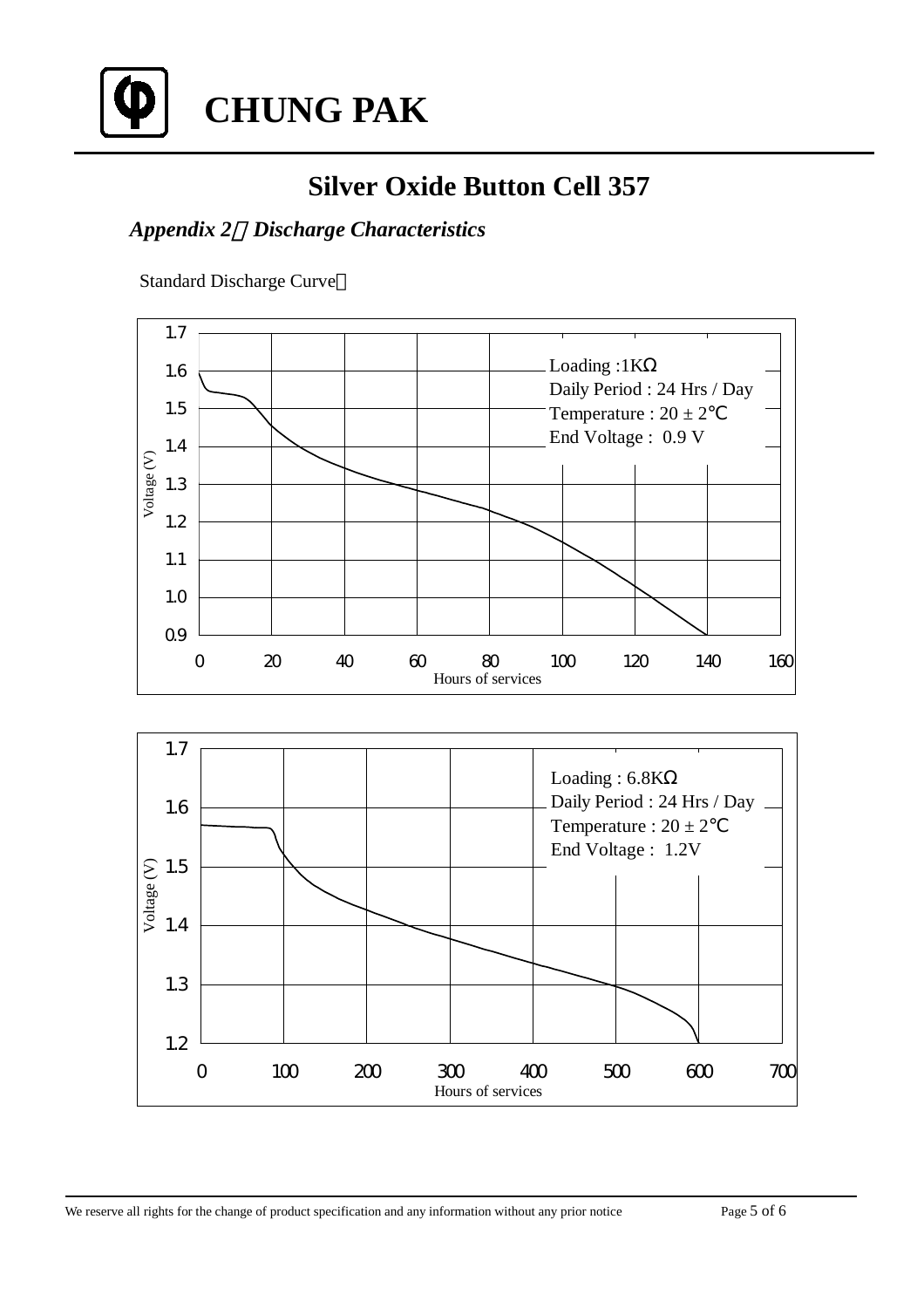# CHUNG PAK

## Silver Oxide Button Cell 357

### *Appendix 2：Discharge Characteristics*

Standard Discharge Curve：

Loading :1KΩ
Daily Period : 24 Hrs / Day
Temperature : 20 ± 2℃
End Voltage : 0.9 V

Voltage (V)

Hours of services

Loading : 6.8KΩ
Daily Period : 24 Hrs / Day
Temperature : 20 ± 2℃
End Voltage : 1.2V

Voltage (V)

Hours of services

We reserve all rights for the change of product specification and any information without any prior notice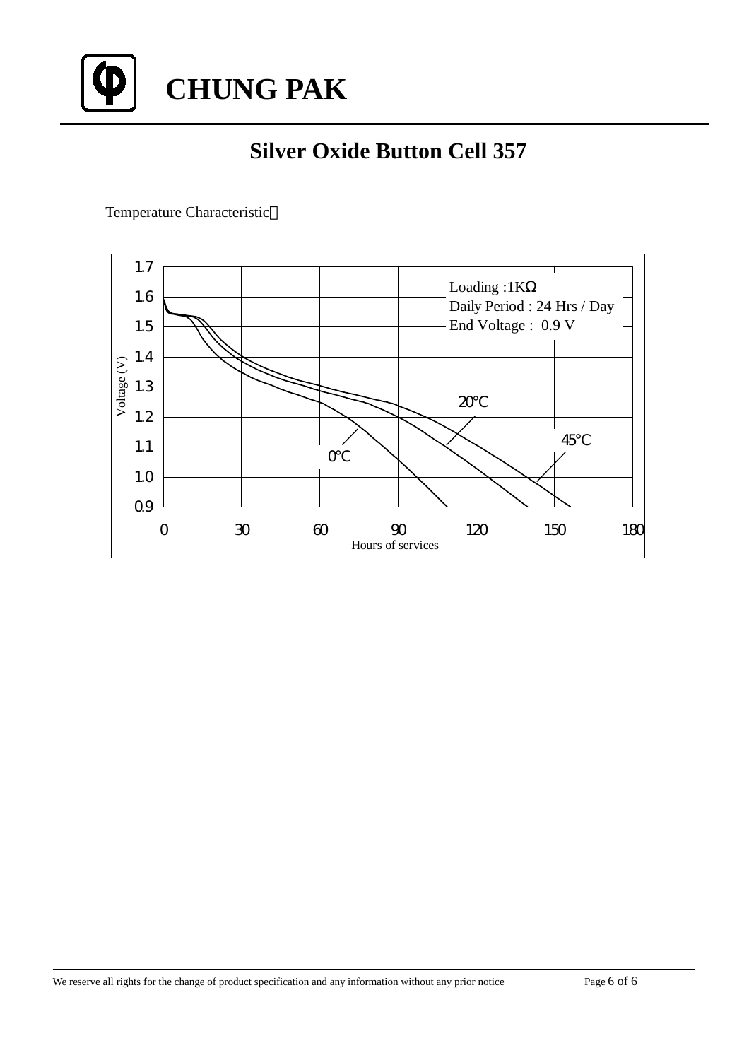# CHUNG PAK

## Silver Oxide Button Cell 357

Temperature Characteristic：

1.7
1.6
1.5
1.4
1.3
1.2
1.1
1.0
0.9

Voltage (V)

Loading :1KΩ
Daily Period : 24 Hrs / Day
End Voltage : 0.9 V

20℃
45℃
0℃

0 30 60 90 120 150 180

Hours of services

We reserve all rights for the change of product specification and any information without any prior notice